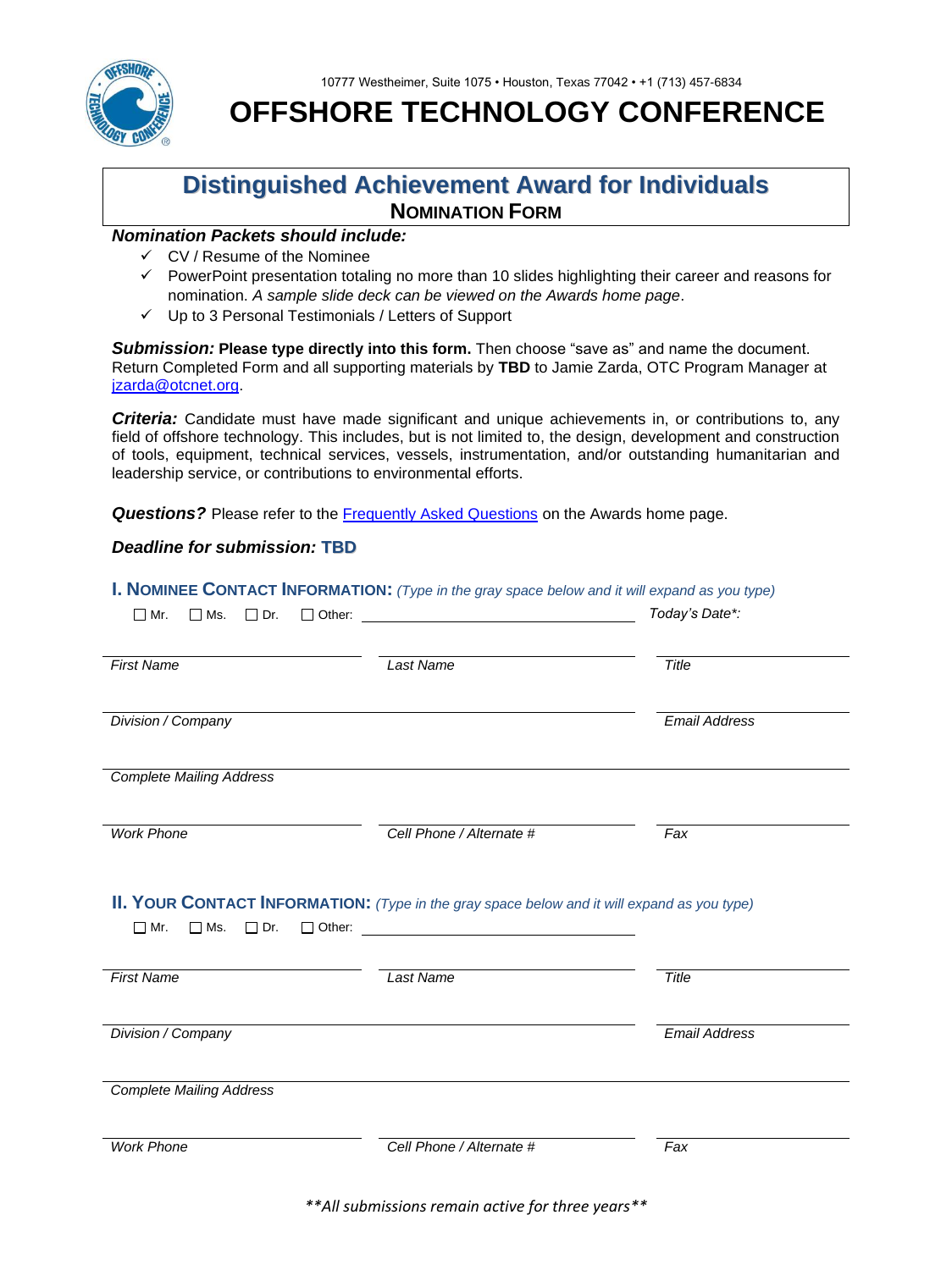10777 Westheimer, Suite 1075 • Houston, Texas 77042 • +1 (713) 457-6834

# OFFSHORE TECHNOLOGY CONFERENCE

## Distinguished Achievement Award for Individuals

### NOMINATION FORM

***Nomination Packets should include:***

- ✓ CV / Resume of the Nominee
- ✓ PowerPoint presentation totaling no more than 10 slides highlighting their career and reasons for nomination. *A sample slide deck can be viewed on the Awards home page*.
- ✓ Up to 3 Personal Testimonials / Letters of Support

***Submission:*** **Please type directly into this form.** Then choose "save as" and name the document. Return Completed Form and all supporting materials by **TBD** to Jamie Zarda, OTC Program Manager at [jzarda@otcnet.org](mailto:jzarda@otcnet.org).

***Criteria:*** Candidate must have made significant and unique achievements in, or contributions to, any field of offshore technology. This includes, but is not limited to, the design, development and construction of tools, equipment, technical services, vessels, instrumentation, and/or outstanding humanitarian and leadership service, or contributions to environmental efforts.

***Questions?*** Please refer to the [Frequently Asked Questions](#) on the Awards home page.

***Deadline for submission:* TBD**

### I. NOMINEE CONTACT INFORMATION: *(Type in the gray space below and it will expand as you type)*

☐ Mr. ☐ Ms. ☐ Dr. ☐ Other: ______________________ *Today's Date\*:*

| *First Name* | *Last Name* | *Title* |
|---|---|---|
| | | |

| *Division / Company* | *Email Address* |
|---|---|
| | |

*Complete Mailing Address*

| *Work Phone* | *Cell Phone / Alternate #* | *Fax* |
|---|---|---|
| | | |

### II. YOUR CONTACT INFORMATION: *(Type in the gray space below and it will expand as you type)*

☐ Mr. ☐ Ms. ☐ Dr. ☐ Other: ______________________

| *First Name* | *Last Name* | *Title* |
|---|---|---|
| | | |

| *Division / Company* | *Email Address* |
|---|---|
| | |

*Complete Mailing Address*

| *Work Phone* | *Cell Phone / Alternate #* | *Fax* |
|---|---|---|
| | | |

*\*\*All submissions remain active for three years\*\**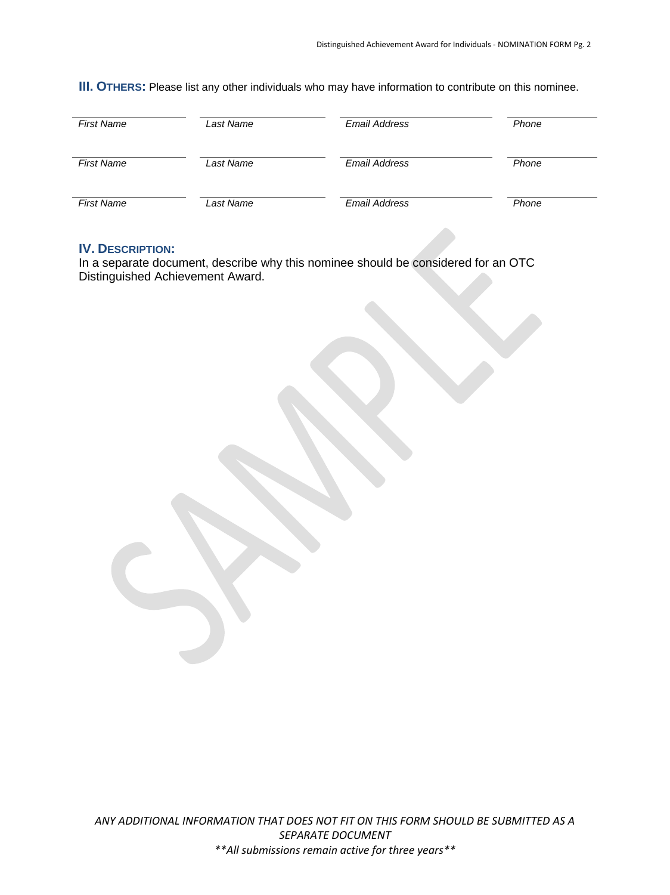**III. OTHERS:** Please list any other individuals who may have information to contribute on this nominee.

| | | | |
|---|---|---|---|
| *First Name* | *Last Name* | *Email Address* | *Phone* |
| *First Name* | *Last Name* | *Email Address* | *Phone* |
| *First Name* | *Last Name* | *Email Address* | *Phone* |

**IV. DESCRIPTION:**

In a separate document, describe why this nominee should be considered for an OTC Distinguished Achievement Award.

SAMPLE

*ANY ADDITIONAL INFORMATION THAT DOES NOT FIT ON THIS FORM SHOULD BE SUBMITTED AS A SEPARATE DOCUMENT*

***All submissions remain active for three years***